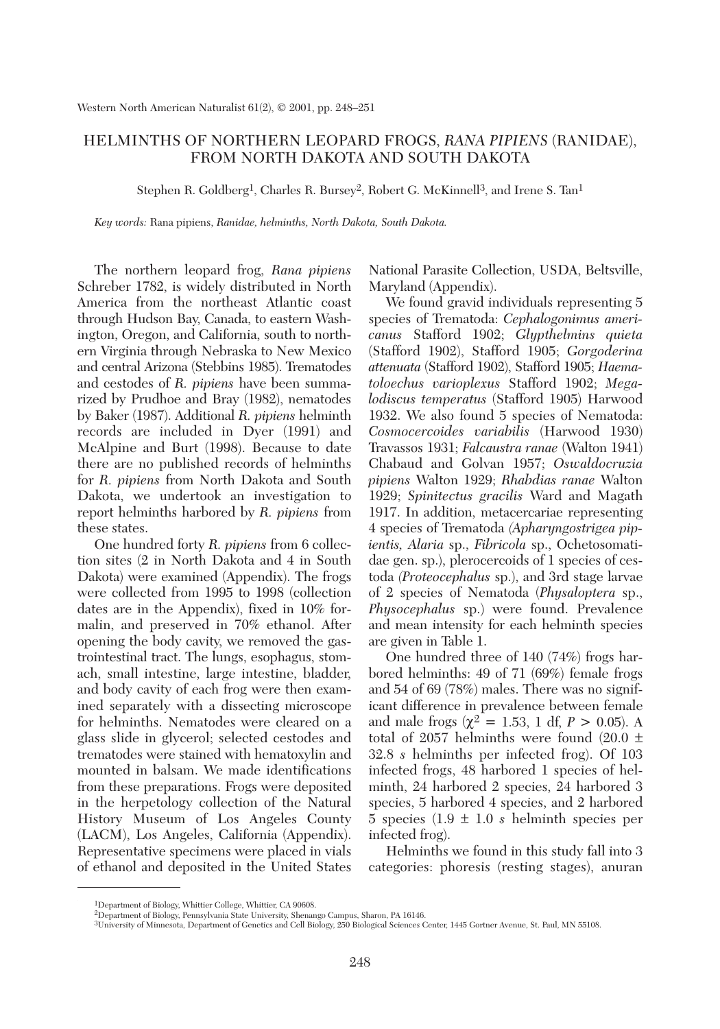# HELMINTHS OF NORTHERN LEOPARD FROGS, *RANA PIPIENS* (RANIDAE), FROM NORTH DAKOTA AND SOUTH DAKOTA

Stephen R. Goldberg[1], Charles R. Bursey[2], Robert G. McKinnell[3], and Irene S. Tan[1]

*Key words:* Rana pipiens, *Ranidae, helminths, North Dakota, South Dakota.*

The northern leopard frog, *Rana pipiens* Schreber 1782, is widely distributed in North America from the northeast Atlantic coast through Hudson Bay, Canada, to eastern Washington, Oregon, and California, south to northern Virginia through Nebraska to New Mexico and central Arizona (Stebbins 1985). Trematodes and cestodes of *R. pipiens* have been summarized by Prudhoe and Bray (1982), nematodes by Baker (1987). Additional *R. pipiens* helminth records are included in Dyer (1991) and McAlpine and Burt (1998). Because to date there are no published records of helminths for *R. pipiens* from North Dakota and South Dakota, we undertook an investigation to report helminths harbored by *R. pipiens* from these states.

One hundred forty *R. pipiens* from 6 collection sites (2 in North Dakota and 4 in South Dakota) were examined (Appendix). The frogs were collected from 1995 to 1998 (collection dates are in the Appendix), fixed in 10% formalin, and preserved in 70% ethanol. After opening the body cavity, we removed the gastrointestinal tract. The lungs, esophagus, stomach, small intestine, large intestine, bladder, and body cavity of each frog were then examined separately with a dissecting microscope for helminths. Nematodes were cleared on a glass slide in glycerol; selected cestodes and trematodes were stained with hematoxylin and mounted in balsam. We made identifications from these preparations. Frogs were deposited in the herpetology collection of the Natural History Museum of Los Angeles County (LACM), Los Angeles, California (Appendix). Representative specimens were placed in vials of ethanol and deposited in the United States National Parasite Collection, USDA, Beltsville, Maryland (Appendix).

We found gravid individuals representing 5 species of Trematoda: *Cephalogonimus americanus* Stafford 1902; *Glypthelmins quieta* (Stafford 1902), Stafford 1905; *Gorgoderina attenuata* (Stafford 1902), Stafford 1905; *Haematoloechus varioplexus* Stafford 1902; *Megalodiscus temperatus* (Stafford 1905) Harwood 1932. We also found 5 species of Nematoda: *Cosmocercoides variabilis* (Harwood 1930) Travassos 1931; *Falcaustra ranae* (Walton 1941) Chabaud and Golvan 1957; *Oswaldocruzia pipiens* Walton 1929; *Rhabdias ranae* Walton 1929; *Spinitectus gracilis* Ward and Magath 1917. In addition, metacercariae representing 4 species of Trematoda (*Apharyngostrigea pipientis, Alaria* sp., *Fibricola* sp., Ochetosomatidae gen. sp.), plerocercoids of 1 species of cestoda (*Proteocephalus* sp.), and 3rd stage larvae of 2 species of Nematoda (*Physaloptera* sp., *Physocephalus* sp.) were found. Prevalence and mean intensity for each helminth species are given in Table 1.

One hundred three of 140 (74%) frogs harbored helminths: 49 of 71 (69%) female frogs and 54 of 69 (78%) males. There was no significant difference in prevalence between female and male frogs ($\chi^2 = 1.53$, 1 df, $P > 0.05$). A total of 2057 helminths were found (20.0 ± 32.8 *s* helminths per infected frog). Of 103 infected frogs, 48 harbored 1 species of helminth, 24 harbored 2 species, 24 harbored 3 species, 5 harbored 4 species, and 2 harbored 5 species (1.9 ± 1.0 *s* helminth species per infected frog).

Helminths we found in this study fall into 3 categories: phoresis (resting stages), anuran

---

[1] Department of Biology, Whittier College, Whittier, CA 90608.

[2] Department of Biology, Pennsylvania State University, Shenango Campus, Sharon, PA 16146.

[3] University of Minnesota, Department of Genetics and Cell Biology, 250 Biological Sciences Center, 1445 Gortner Avenue, St. Paul, MN 55108.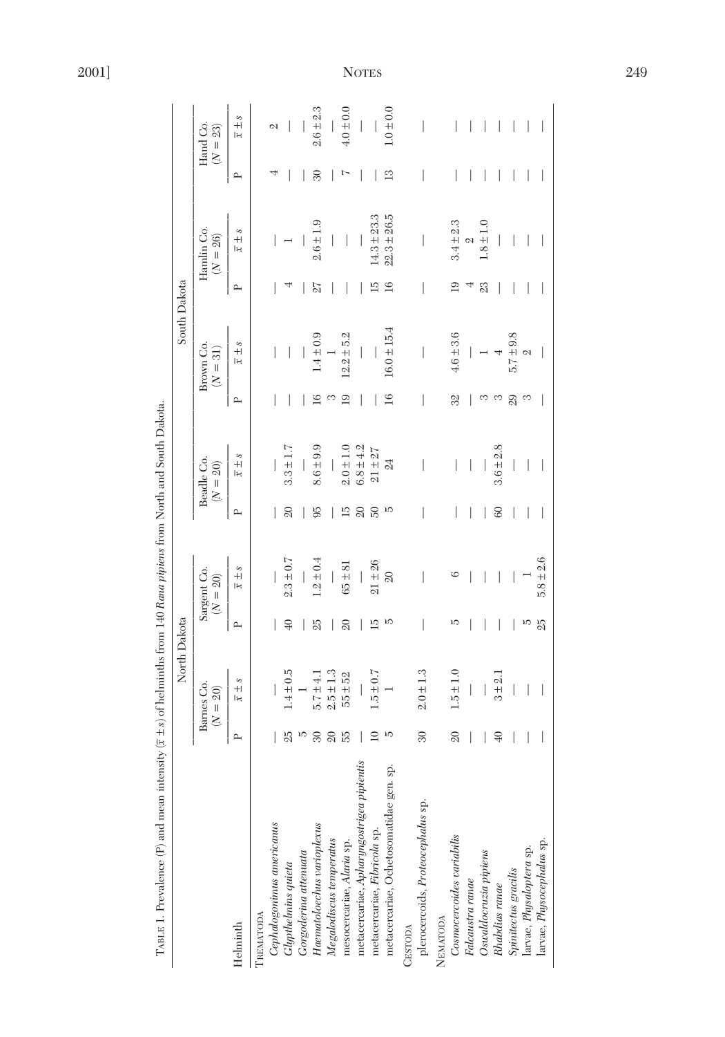TABLE 1. Prevalence (P) and mean intensity ($\bar{x} \pm s$) of helminths from 140 *Rana pipiens* from North and South Dakota.

| | North Dakota | | | | | | South Dakota | | | | | |
|---|---|---|---|---|---|---|---|---|---|---|---|---|
| | Barnes Co. ($N = 20$) | | Sargent Co. ($N = 20$) | | Beadle Co. ($N = 20$) | | Brown Co. ($N = 31$) | | Hamlin Co. ($N = 26$) | | Hand Co. ($N = 23$) | |
| Helminth | P | $\bar{x} \pm s$ | P | $\bar{x} \pm s$ | P | $\bar{x} \pm s$ | P | $\bar{x} \pm s$ | P | $\bar{x} \pm s$ | P | $\bar{x} \pm s$ |
| TREMATODA | | | | | | | | | | | | |
| *Cephalogonimus americanus* | — | — | — | — | — | — | — | — | — | — | 4 | 2 |
| *Glypthelmins quieta* | 25 | 1.4 ± 0.5 | 40 | 2.3 ± 0.7 | 20 | 3.3 ± 1.7 | — | — | 4 | 1 | — | — |
| *Gorgoderina attenuata* | 5 | 1 | — | — | — | — | — | — | — | — | — | — |
| *Haematoloechus varioplexus* | 30 | 5.7 ± 4.1 | 25 | 1.2 ± 0.4 | 95 | 8.6 ± 9.9 | 16 | 1.4 ± 0.9 | 27 | 2.6 ± 1.9 | 30 | 2.6 ± 2.3 |
| *Megalodiscus temperatus* | 20 | 2.5 ± 1.3 | — | — | — | — | 3 | 1 | — | — | — | — |
| mesocercariae, *Alaria* sp. | 55 | 55 ± 52 | 20 | 65 ± 81 | 15 | 2.0 ± 1.0 | 19 | 12.2 ± 5.2 | — | — | 7 | 4.0 ± 0.0 |
| metacercariae, *Apharyngostrigea pipientis* | — | — | — | — | 20 | 6.8 ± 4.2 | — | — | — | — | — | — |
| metacercariae, *Fibricola* sp. | 10 | 1.5 ± 0.7 | 15 | 21 ± 26 | 50 | 21 ± 27 | — | — | 15 | 14.3 ± 23.3 | — | — |
| metacercariae, Ochetosomatidae gen. sp. | 5 | 1 | 5 | 20 | 5 | 24 | 16 | 16.0 ± 15.4 | 16 | 22.3 ± 26.5 | 13 | 1.0 ± 0.0 |
| CESTODA | | | | | | | | | | | | |
| plerocercoids, *Proteocephalus* sp. | 30 | 2.0 ± 1.3 | — | — | — | — | — | — | — | — | — | — |
| NEMATODA | | | | | | | | | | | | |
| *Cosmocercoides variabilis* | 20 | 1.5 ± 1.0 | 5 | 6 | — | — | 32 | 4.6 ± 3.6 | 19 | 3.4 ± 2.3 | — | — |
| *Falcaustra ranae* | — | — | — | — | — | — | — | — | 4 | 2 | — | — |
| *Oswaldocruzia pipiens* | — | — | — | — | — | — | 3 | 1 | 23 | 1.8 ± 1.0 | — | — |
| *Rhabdias ranae* | 40 | 3 ± 2.1 | — | — | 60 | 3.6 ± 2.8 | 3 | 4 | — | — | — | — |
| *Spinitectus gracilis* | — | — | — | — | — | — | 29 | 5.7 ± 9.8 | — | — | — | — |
| larvae, *Physaloptera* sp. | — | — | 5 | 1 | — | — | 3 | 2 | — | — | — | — |
| larvae, *Physocephalus* sp. | — | — | 25 | 5.8 ± 2.6 | — | — | — | — | — | — | — | — |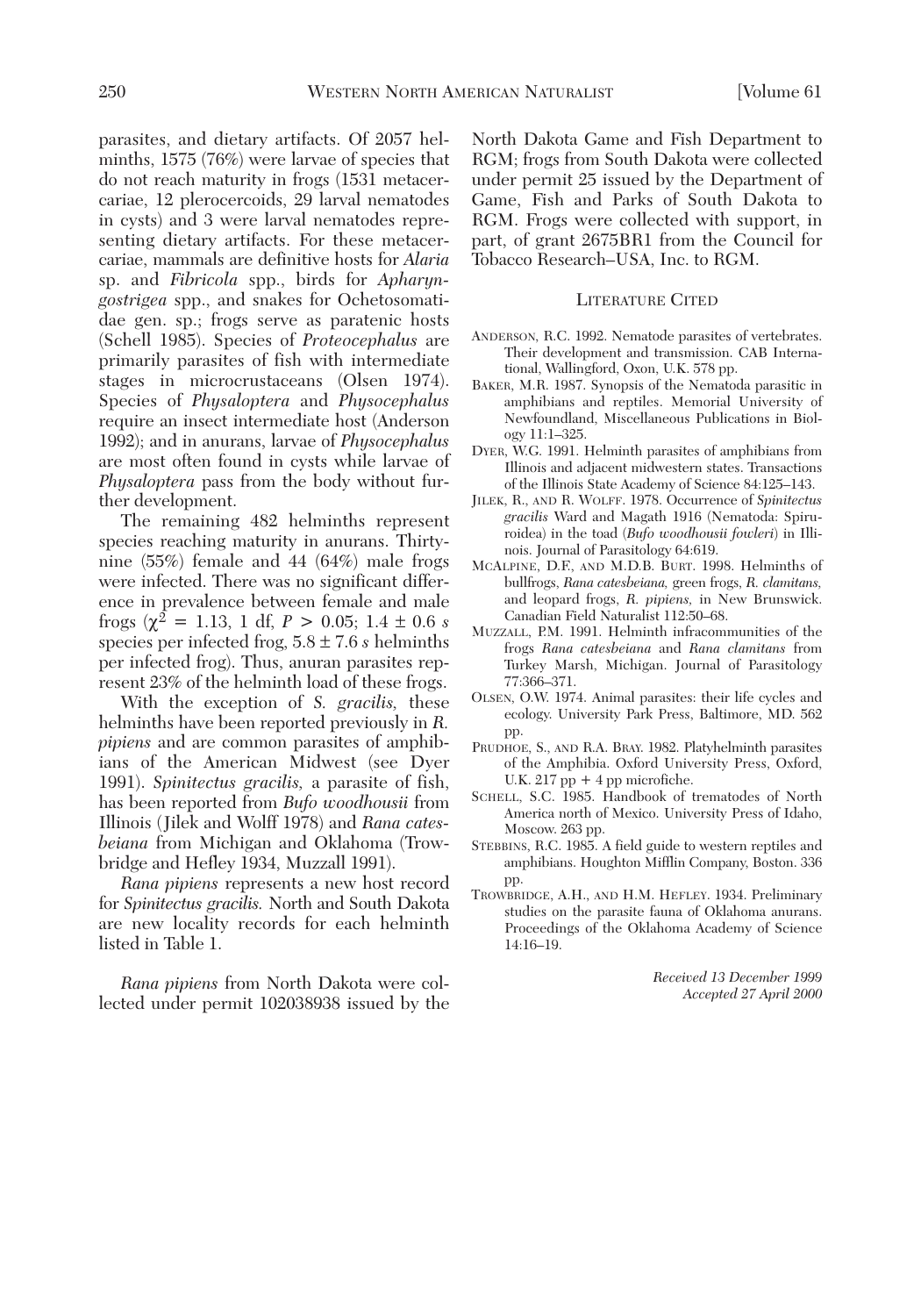parasites, and dietary artifacts. Of 2057 helminths, 1575 (76%) were larvae of species that do not reach maturity in frogs (1531 metacercariae, 12 plerocercoids, 29 larval nematodes in cysts) and 3 were larval nematodes representing dietary artifacts. For these metacercariae, mammals are definitive hosts for *Alaria* sp. and *Fibricola* spp., birds for *Apharyngostrigea* spp., and snakes for Ochetosomatidae gen. sp.; frogs serve as paratenic hosts (Schell 1985). Species of *Proteocephalus* are primarily parasites of fish with intermediate stages in microcrustaceans (Olsen 1974). Species of *Physaloptera* and *Physocephalus* require an insect intermediate host (Anderson 1992); and in anurans, larvae of *Physocephalus* are most often found in cysts while larvae of *Physaloptera* pass from the body without further development.

The remaining 482 helminths represent species reaching maturity in anurans. Thirty-nine (55%) female and 44 (64%) male frogs were infected. There was no significant difference in prevalence between female and male frogs ($\chi^2 = 1.13$, 1 df, $P > 0.05$; $1.4 \pm 0.6$ *s* species per infected frog, $5.8 \pm 7.6$ *s* helminths per infected frog). Thus, anuran parasites represent 23% of the helminth load of these frogs.

With the exception of *S. gracilis*, these helminths have been reported previously in *R. pipiens* and are common parasites of amphibians of the American Midwest (see Dyer 1991). *Spinitectus gracilis*, a parasite of fish, has been reported from *Bufo woodhousii* from Illinois (Jilek and Wolff 1978) and *Rana catesbeiana* from Michigan and Oklahoma (Trowbridge and Hefley 1934, Muzzall 1991).

*Rana pipiens* represents a new host record for *Spinitectus gracilis*. North and South Dakota are new locality records for each helminth listed in Table 1.

*Rana pipiens* from North Dakota were collected under permit 102038938 issued by the North Dakota Game and Fish Department to RGM; frogs from South Dakota were collected under permit 25 issued by the Department of Game, Fish and Parks of South Dakota to RGM. Frogs were collected with support, in part, of grant 2675BR1 from the Council for Tobacco Research–USA, Inc. to RGM.

## Literature Cited

Anderson, R.C. 1992. Nematode parasites of vertebrates. Their development and transmission. CAB International, Wallingford, Oxon, U.K. 578 pp.

Baker, M.R. 1987. Synopsis of the Nematoda parasitic in amphibians and reptiles. Memorial University of Newfoundland, Miscellaneous Publications in Biology 11:1–325.

Dyer, W.G. 1991. Helminth parasites of amphibians from Illinois and adjacent midwestern states. Transactions of the Illinois State Academy of Science 84:125–143.

Jilek, R., and R. Wolff. 1978. Occurrence of *Spinitectus gracilis* Ward and Magath 1916 (Nematoda: Spiruroidea) in the toad (*Bufo woodhousii fowleri*) in Illinois. Journal of Parasitology 64:619.

McAlpine, D.F., and M.D.B. Burt. 1998. Helminths of bullfrogs, *Rana catesbeiana*, green frogs, *R. clamitans*, and leopard frogs, *R. pipiens*, in New Brunswick. Canadian Field Naturalist 112:50–68.

Muzzall, P.M. 1991. Helminth infracommunities of the frogs *Rana catesbeiana* and *Rana clamitans* from Turkey Marsh, Michigan. Journal of Parasitology 77:366–371.

Olsen, O.W. 1974. Animal parasites: their life cycles and ecology. University Park Press, Baltimore, MD. 562 pp.

Prudhoe, S., and R.A. Bray. 1982. Platyhelminth parasites of the Amphibia. Oxford University Press, Oxford, U.K. 217 pp + 4 pp microfiche.

Schell, S.C. 1985. Handbook of trematodes of North America north of Mexico. University Press of Idaho, Moscow. 263 pp.

Stebbins, R.C. 1985. A field guide to western reptiles and amphibians. Houghton Mifflin Company, Boston. 336 pp.

Trowbridge, A.H., and H.M. Hefley. 1934. Preliminary studies on the parasite fauna of Oklahoma anurans. Proceedings of the Oklahoma Academy of Science 14:16–19.

*Received 13 December 1999*
*Accepted 27 April 2000*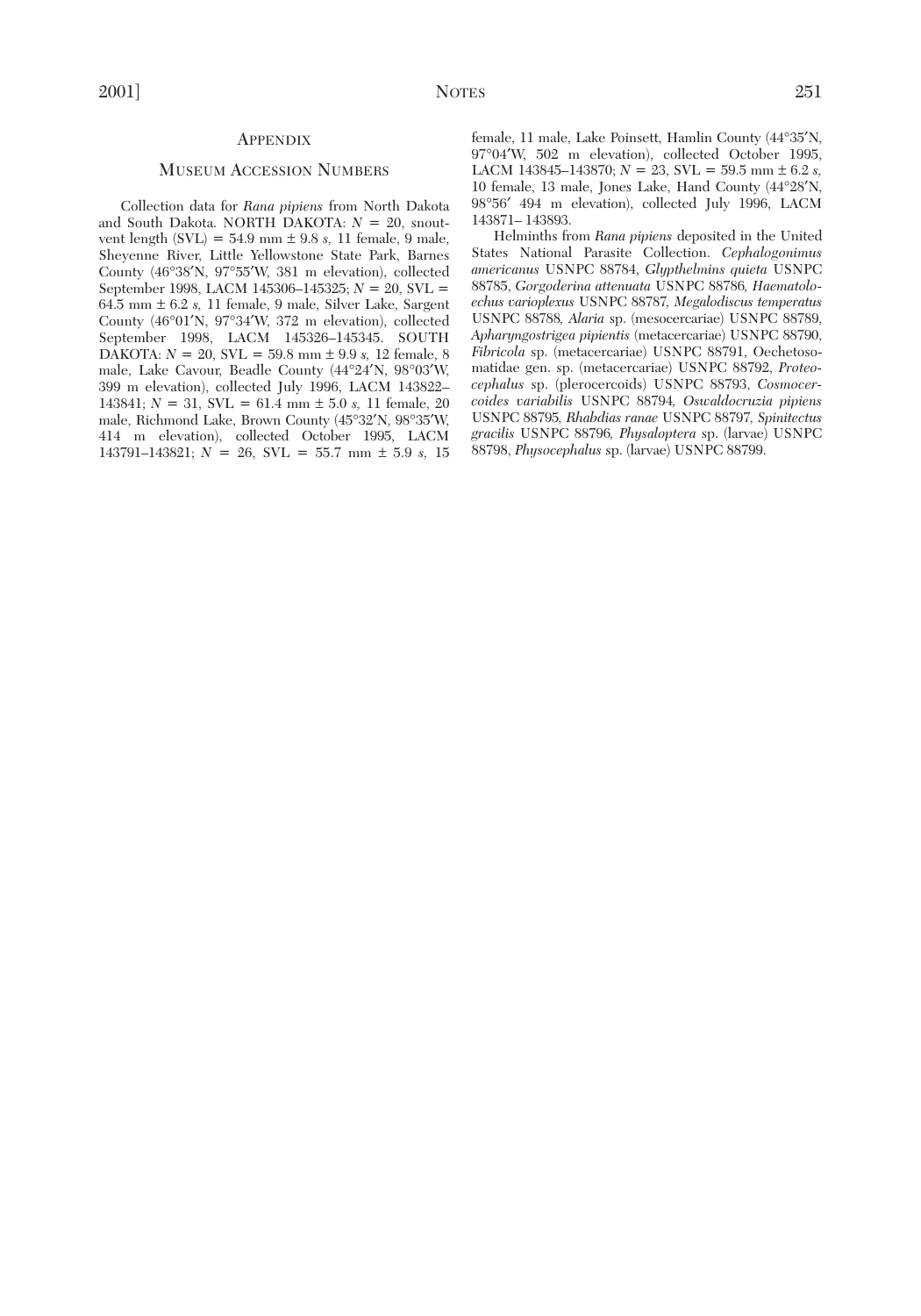## APPENDIX

### MUSEUM ACCESSION NUMBERS

Collection data for *Rana pipiens* from North Dakota and South Dakota. NORTH DAKOTA: $N$ = 20, snout-vent length (SVL) = 54.9 mm ± 9.8 *s*, 11 female, 9 male, Sheyenne River, Little Yellowstone State Park, Barnes County (46°38′N, 97°55′W, 381 m elevation), collected September 1998, LACM 145306–145325; $N$ = 20, SVL = 64.5 mm ± 6.2 *s*, 11 female, 9 male, Silver Lake, Sargent County (46°01′N, 97°34′W, 372 m elevation), collected September 1998, LACM 145326–145345. SOUTH DAKOTA: $N$ = 20, SVL = 59.8 mm ± 9.9 *s*, 12 female, 8 male, Lake Cavour, Beadle County (44°24′N, 98°03′W, 399 m elevation), collected July 1996, LACM 143822–143841; $N$ = 31, SVL = 61.4 mm ± 5.0 *s*, 11 female, 20 male, Richmond Lake, Brown County (45°32′N, 98°35′W, 414 m elevation), collected October 1995, LACM 143791–143821; $N$ = 26, SVL = 55.7 mm ± 5.9 *s*, 15 female, 11 male, Lake Poinsett, Hamlin County (44°35′N, 97°04′W, 502 m elevation), collected October 1995, LACM 143845–143870; $N$ = 23, SVL = 59.5 mm ± 6.2 *s*, 10 female, 13 male, Jones Lake, Hand County (44°28′N, 98°56′ 494 m elevation), collected July 1996, LACM 143871– 143893.

Helminths from *Rana pipiens* deposited in the United States National Parasite Collection. *Cephalogonimus americanus* USNPC 88784, *Glypthelmins quieta* USNPC 88785, *Gorgoderina attenuata* USNPC 88786, *Haematoloechus varioplexus* USNPC 88787, *Megalodiscus temperatus* USNPC 88788, *Alaria* sp. (mesocercariae) USNPC 88789, *Apharyngostrigea pipientis* (metacercariae) USNPC 88790, *Fibricola* sp. (metacercariae) USNPC 88791, Oechetosomatidae gen. sp. (metacercariae) USNPC 88792, *Proteocephalus* sp. (plerocercoids) USNPC 88793, *Cosmocercoides variabilis* USNPC 88794, *Oswaldocruzia pipiens* USNPC 88795, *Rhabdias ranae* USNPC 88797, *Spinitectus gracilis* USNPC 88796, *Physaloptera* sp. (larvae) USNPC 88798, *Physocephalus* sp. (larvae) USNPC 88799.